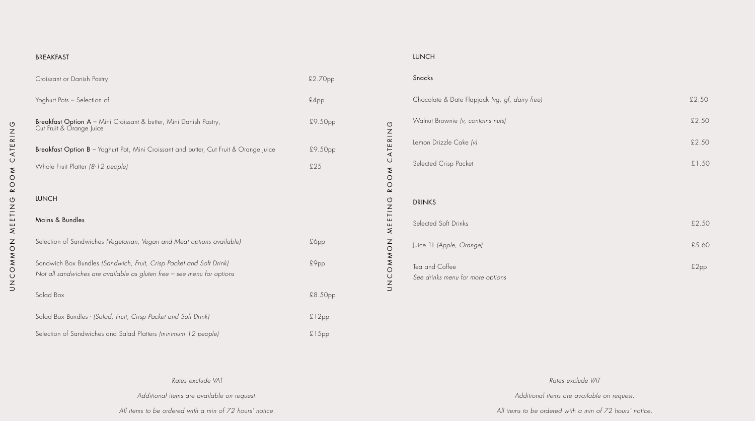## BREAKFAST

| Item | Price |
|---|---|
| Croissant or Danish Pastry | £2.70pp |
| Yoghurt Pots – Selection of | £4pp |
| **Breakfast Option A** – Mini Croissant & butter, Mini Danish Pastry, Cut Fruit & Orange Juice | £9.50pp |
| **Breakfast Option B** – Yoghurt Pot, Mini Croissant and butter, Cut Fruit & Orange Juice | £9.50pp |
| Whole Fruit Platter *(8-12 people)* | £25 |

## LUNCH

### Mains & Bundles

| Item | Price |
|---|---|
| Selection of Sandwiches *(Vegetarian, Vegan and Meat options available)* | £6pp |
| Sandwich Box Bundles *(Sandwich, Fruit, Crisp Packet and Soft Drink)* *Not all sandwiches are available as gluten free – see menu for options* | £9pp |
| Salad Box | £8.50pp |
| Salad Box Bundles - *(Salad, Fruit, Crisp Packet and Soft Drink)* | £12pp |
| Selection of Sandwiches and Salad Platters *(minimum 12 people)* | £15pp |

*Rates exclude VAT*

*Additional items are available on request.*

*All items to be ordered with a min of 72 hours' notice.*

## LUNCH

### Snacks

| Item | Price |
|---|---|
| Chocolate & Date Flapjack *(vg, gf, dairy free)* | £2.50 |
| Walnut Brownie *(v, contains nuts)* | £2.50 |
| Lemon Drizzle Cake *(v)* | £2.50 |
| Selected Crisp Packet | £1.50 |

## DRINKS

| Item | Price |
|---|---|
| Selected Soft Drinks | £2.50 |
| Juice 1L *(Apple, Orange)* | £5.60 |
| Tea and Coffee *See drinks menu for more options* | £2pp |

*Rates exclude VAT*

*Additional items are available on request.*

*All items to be ordered with a min of 72 hours' notice.*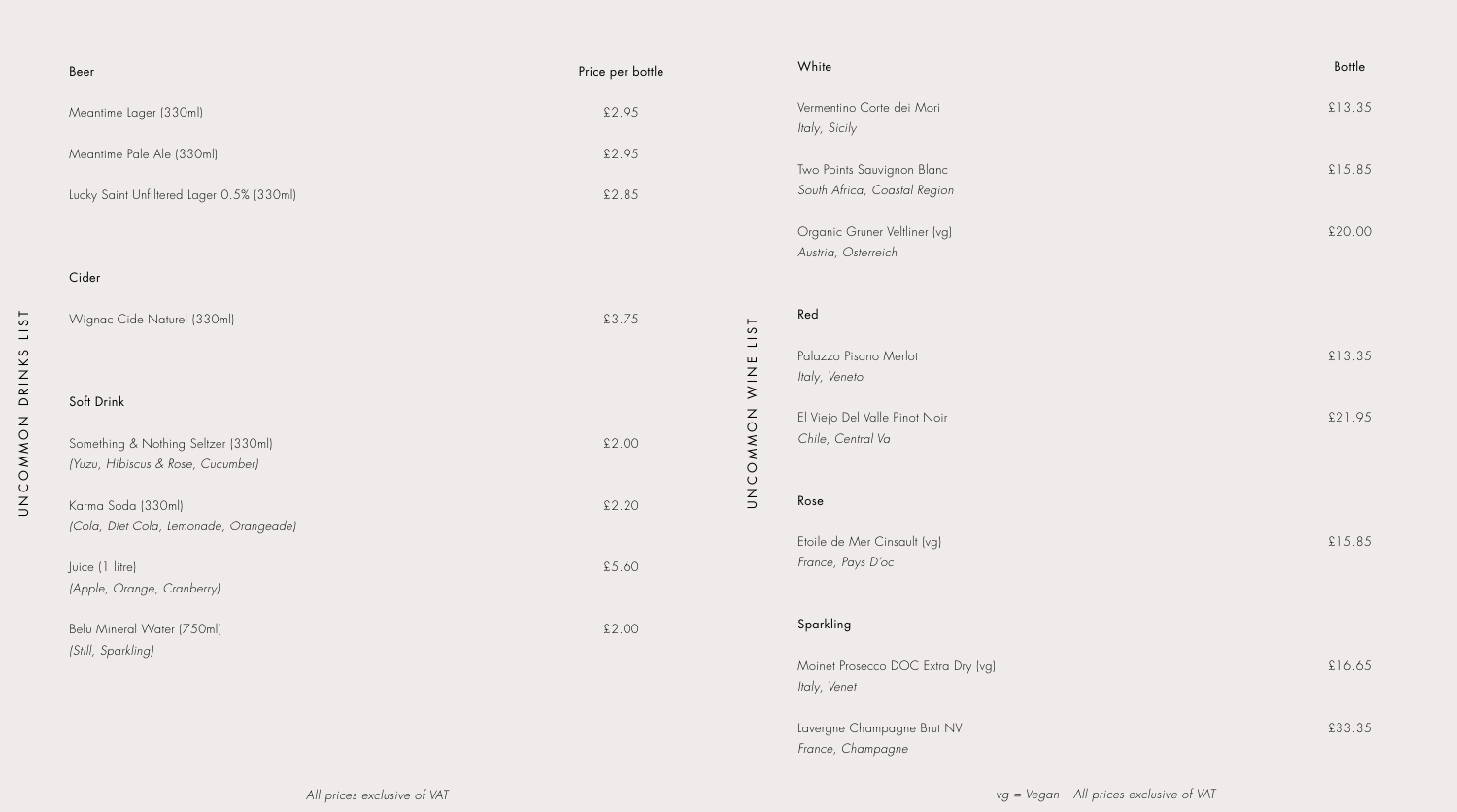# UNCOMMON DRINKS LIST

| Beer | Price per bottle |
|---|---|
| Meantime Lager (330ml) | £2.95 |
| Meantime Pale Ale (330ml) | £2.95 |
| Lucky Saint Unfiltered Lager 0.5% (330ml) | £2.85 |

| Cider | |
|---|---|
| Wignac Cide Naturel (330ml) | £3.75 |

| Soft Drink | |
|---|---|
| Something & Nothing Seltzer (330ml) *(Yuzu, Hibiscus & Rose, Cucumber)* | £2.00 |
| Karma Soda (330ml) *(Cola, Diet Cola, Lemonade, Orangeade)* | £2.20 |
| Juice (1 litre) *(Apple, Orange, Cranberry)* | £5.60 |
| Belu Mineral Water (750ml) *(Still, Sparkling)* | £2.00 |

*All prices exclusive of VAT*

# UNCOMMON WINE LIST

| White | Bottle |
|---|---|
| Vermentino Corte dei Mori *Italy, Sicily* | £13.35 |
| Two Points Sauvignon Blanc *South Africa, Coastal Region* | £15.85 |
| Organic Gruner Veltliner (vg) *Austria, Osterreich* | £20.00 |

| Red | |
|---|---|
| Palazzo Pisano Merlot *Italy, Veneto* | £13.35 |
| El Viejo Del Valle Pinot Noir *Chile, Central Va* | £21.95 |

| Rose | |
|---|---|
| Etoile de Mer Cinsault (vg) *France, Pays D'oc* | £15.85 |

| Sparkling | |
|---|---|
| Moinet Prosecco DOC Extra Dry (vg) *Italy, Venet* | £16.65 |
| Lavergne Champagne Brut NV *France, Champagne* | £33.35 |

*vg = Vegan | All prices exclusive of VAT*